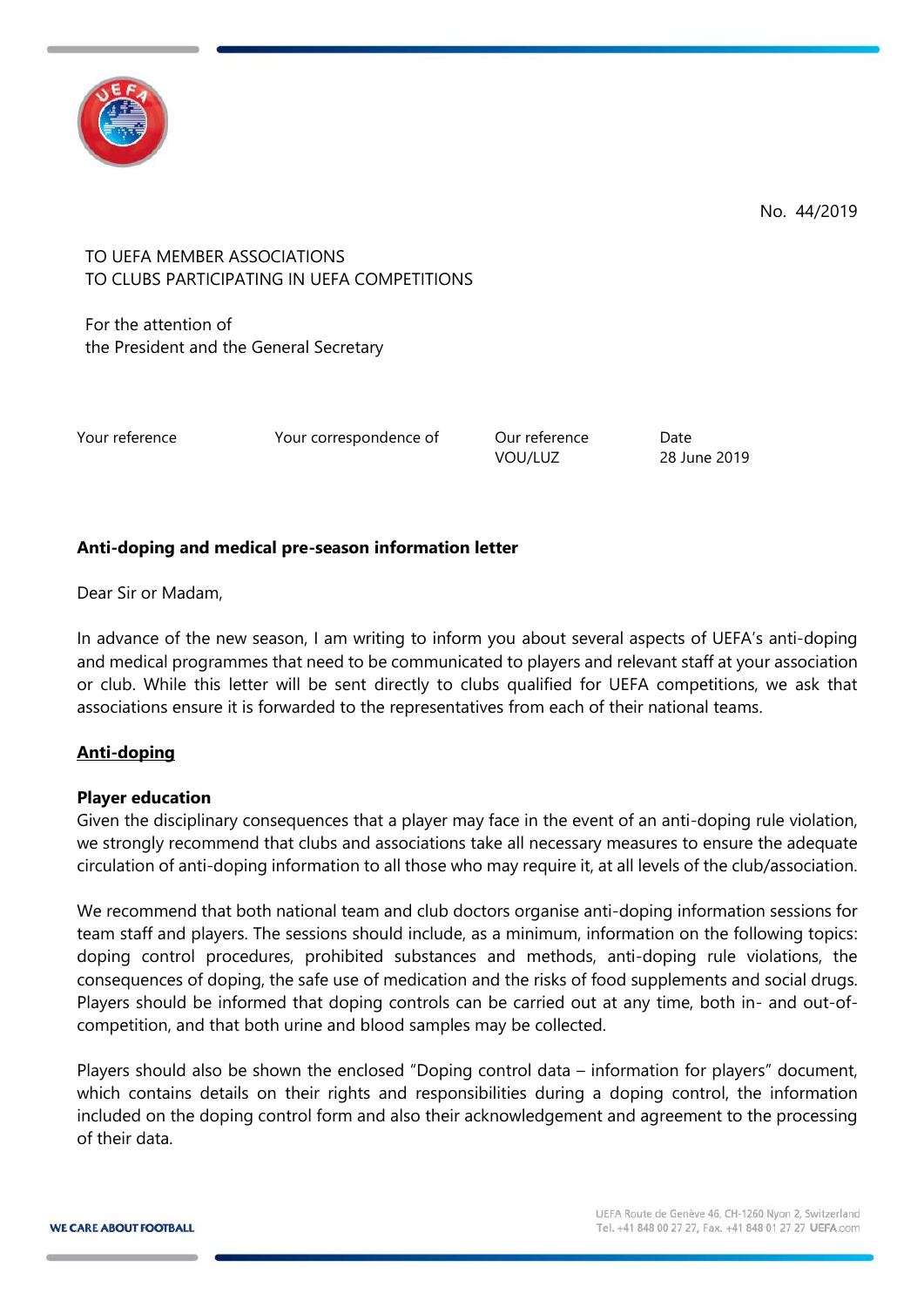No. 44/2019

TO UEFA MEMBER ASSOCIATIONS
TO CLUBS PARTICIPATING IN UEFA COMPETITIONS

For the attention of
the President and the General Secretary

| Your reference | Your correspondence of | Our reference | Date |
|---|---|---|---|
| | | VOU/LUZ | 28 June 2019 |

**Anti-doping and medical pre-season information letter**

Dear Sir or Madam,

In advance of the new season, I am writing to inform you about several aspects of UEFA's anti-doping and medical programmes that need to be communicated to players and relevant staff at your association or club. While this letter will be sent directly to clubs qualified for UEFA competitions, we ask that associations ensure it is forwarded to the representatives from each of their national teams.

## Anti-doping

### Player education

Given the disciplinary consequences that a player may face in the event of an anti-doping rule violation, we strongly recommend that clubs and associations take all necessary measures to ensure the adequate circulation of anti-doping information to all those who may require it, at all levels of the club/association.

We recommend that both national team and club doctors organise anti-doping information sessions for team staff and players. The sessions should include, as a minimum, information on the following topics: doping control procedures, prohibited substances and methods, anti-doping rule violations, the consequences of doping, the safe use of medication and the risks of food supplements and social drugs. Players should be informed that doping controls can be carried out at any time, both in- and out-of-competition, and that both urine and blood samples may be collected.

Players should also be shown the enclosed "Doping control data – information for players" document, which contains details on their rights and responsibilities during a doping control, the information included on the doping control form and also their acknowledgement and agreement to the processing of their data.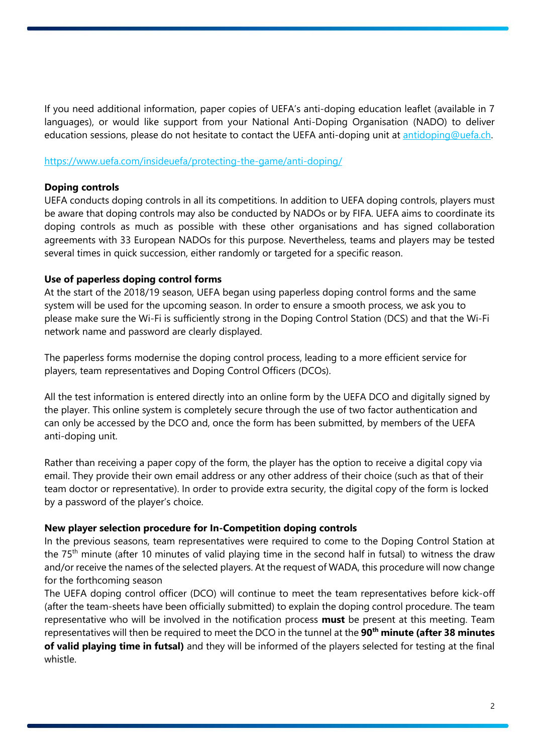If you need additional information, paper copies of UEFA's anti-doping education leaflet (available in 7 languages), or would like support from your National Anti-Doping Organisation (NADO) to deliver education sessions, please do not hesitate to contact the UEFA anti-doping unit at [antidoping@uefa.ch](mailto:antidoping@uefa.ch).

[https://www.uefa.com/insideuefa/protecting-the-game/anti-doping/](https://www.uefa.com/insideuefa/protecting-the-game/anti-doping/)

**Doping controls**

UEFA conducts doping controls in all its competitions. In addition to UEFA doping controls, players must be aware that doping controls may also be conducted by NADOs or by FIFA. UEFA aims to coordinate its doping controls as much as possible with these other organisations and has signed collaboration agreements with 33 European NADOs for this purpose. Nevertheless, teams and players may be tested several times in quick succession, either randomly or targeted for a specific reason.

**Use of paperless doping control forms**

At the start of the 2018/19 season, UEFA began using paperless doping control forms and the same system will be used for the upcoming season. In order to ensure a smooth process, we ask you to please make sure the Wi-Fi is sufficiently strong in the Doping Control Station (DCS) and that the Wi-Fi network name and password are clearly displayed.

The paperless forms modernise the doping control process, leading to a more efficient service for players, team representatives and Doping Control Officers (DCOs).

All the test information is entered directly into an online form by the UEFA DCO and digitally signed by the player. This online system is completely secure through the use of two factor authentication and can only be accessed by the DCO and, once the form has been submitted, by members of the UEFA anti-doping unit.

Rather than receiving a paper copy of the form, the player has the option to receive a digital copy via email. They provide their own email address or any other address of their choice (such as that of their team doctor or representative). In order to provide extra security, the digital copy of the form is locked by a password of the player's choice.

**New player selection procedure for In-Competition doping controls**

In the previous seasons, team representatives were required to come to the Doping Control Station at the 75th minute (after 10 minutes of valid playing time in the second half in futsal) to witness the draw and/or receive the names of the selected players. At the request of WADA, this procedure will now change for the forthcoming season

The UEFA doping control officer (DCO) will continue to meet the team representatives before kick-off (after the team-sheets have been officially submitted) to explain the doping control procedure. The team representative who will be involved in the notification process **must** be present at this meeting. Team representatives will then be required to meet the DCO in the tunnel at the **90th minute (after 38 minutes of valid playing time in futsal)** and they will be informed of the players selected for testing at the final whistle.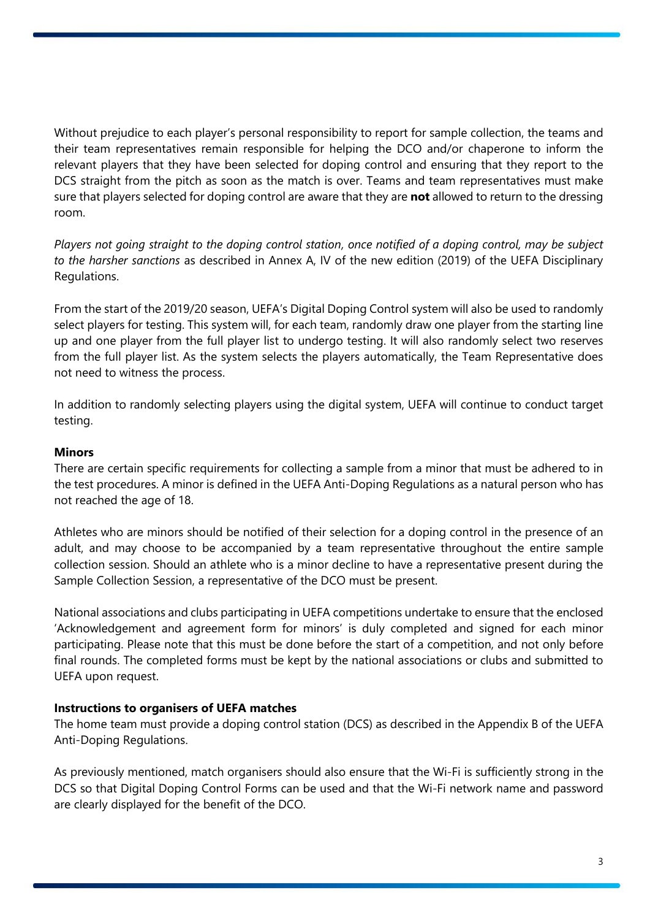Without prejudice to each player's personal responsibility to report for sample collection, the teams and their team representatives remain responsible for helping the DCO and/or chaperone to inform the relevant players that they have been selected for doping control and ensuring that they report to the DCS straight from the pitch as soon as the match is over. Teams and team representatives must make sure that players selected for doping control are aware that they are **not** allowed to return to the dressing room.

*Players not going straight to the doping control station, once notified of a doping control, may be subject to the harsher sanctions* as described in Annex A, IV of the new edition (2019) of the UEFA Disciplinary Regulations.

From the start of the 2019/20 season, UEFA's Digital Doping Control system will also be used to randomly select players for testing. This system will, for each team, randomly draw one player from the starting line up and one player from the full player list to undergo testing. It will also randomly select two reserves from the full player list. As the system selects the players automatically, the Team Representative does not need to witness the process.

In addition to randomly selecting players using the digital system, UEFA will continue to conduct target testing.

**Minors**

There are certain specific requirements for collecting a sample from a minor that must be adhered to in the test procedures. A minor is defined in the UEFA Anti-Doping Regulations as a natural person who has not reached the age of 18.

Athletes who are minors should be notified of their selection for a doping control in the presence of an adult, and may choose to be accompanied by a team representative throughout the entire sample collection session. Should an athlete who is a minor decline to have a representative present during the Sample Collection Session, a representative of the DCO must be present.

National associations and clubs participating in UEFA competitions undertake to ensure that the enclosed 'Acknowledgement and agreement form for minors' is duly completed and signed for each minor participating. Please note that this must be done before the start of a competition, and not only before final rounds. The completed forms must be kept by the national associations or clubs and submitted to UEFA upon request.

**Instructions to organisers of UEFA matches**

The home team must provide a doping control station (DCS) as described in the Appendix B of the UEFA Anti-Doping Regulations.

As previously mentioned, match organisers should also ensure that the Wi-Fi is sufficiently strong in the DCS so that Digital Doping Control Forms can be used and that the Wi-Fi network name and password are clearly displayed for the benefit of the DCO.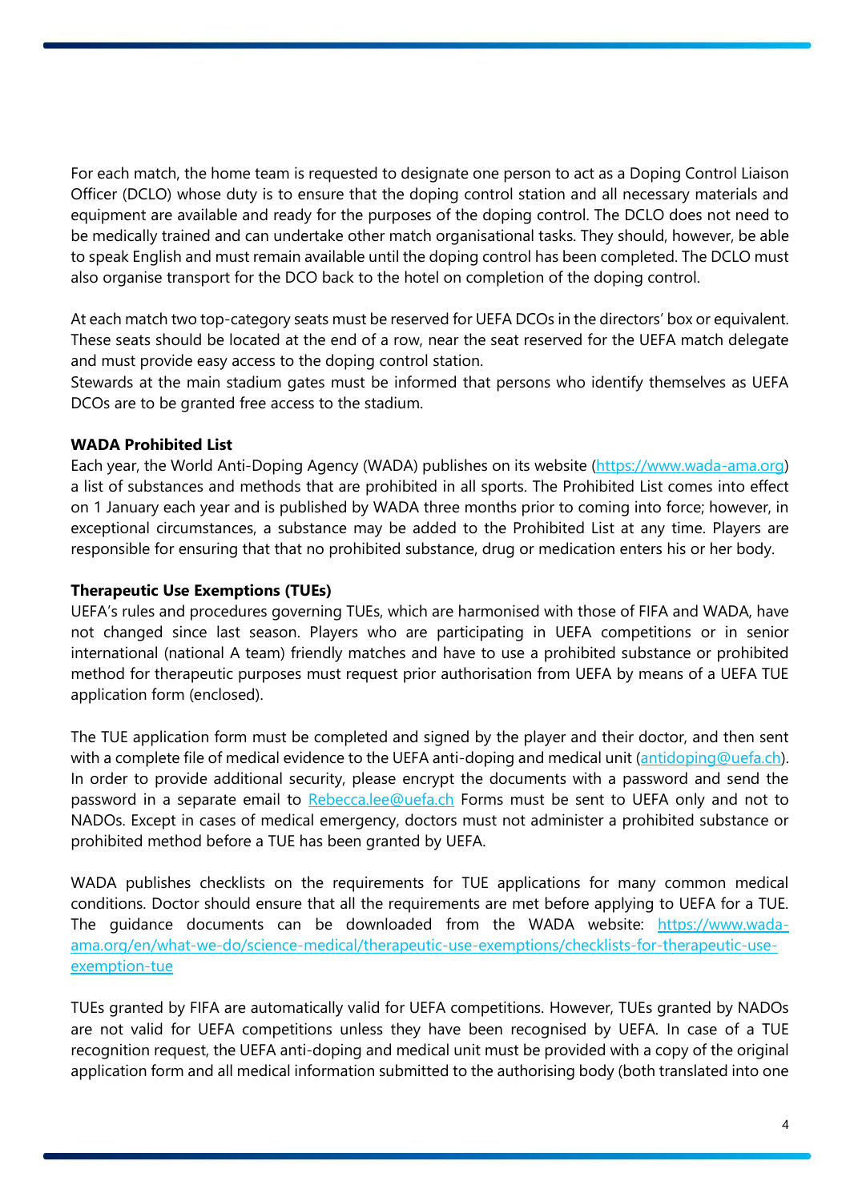For each match, the home team is requested to designate one person to act as a Doping Control Liaison Officer (DCLO) whose duty is to ensure that the doping control station and all necessary materials and equipment are available and ready for the purposes of the doping control. The DCLO does not need to be medically trained and can undertake other match organisational tasks. They should, however, be able to speak English and must remain available until the doping control has been completed. The DCLO must also organise transport for the DCO back to the hotel on completion of the doping control.

At each match two top-category seats must be reserved for UEFA DCOs in the directors' box or equivalent. These seats should be located at the end of a row, near the seat reserved for the UEFA match delegate and must provide easy access to the doping control station.
Stewards at the main stadium gates must be informed that persons who identify themselves as UEFA DCOs are to be granted free access to the stadium.

**WADA Prohibited List**
Each year, the World Anti-Doping Agency (WADA) publishes on its website ([https://www.wada-ama.org](https://www.wada-ama.org)) a list of substances and methods that are prohibited in all sports. The Prohibited List comes into effect on 1 January each year and is published by WADA three months prior to coming into force; however, in exceptional circumstances, a substance may be added to the Prohibited List at any time. Players are responsible for ensuring that that no prohibited substance, drug or medication enters his or her body.

**Therapeutic Use Exemptions (TUEs)**
UEFA's rules and procedures governing TUEs, which are harmonised with those of FIFA and WADA, have not changed since last season. Players who are participating in UEFA competitions or in senior international (national A team) friendly matches and have to use a prohibited substance or prohibited method for therapeutic purposes must request prior authorisation from UEFA by means of a UEFA TUE application form (enclosed).

The TUE application form must be completed and signed by the player and their doctor, and then sent with a complete file of medical evidence to the UEFA anti-doping and medical unit ([antidoping@uefa.ch](mailto:antidoping@uefa.ch)). In order to provide additional security, please encrypt the documents with a password and send the password in a separate email to [Rebecca.lee@uefa.ch](mailto:Rebecca.lee@uefa.ch) Forms must be sent to UEFA only and not to NADOs. Except in cases of medical emergency, doctors must not administer a prohibited substance or prohibited method before a TUE has been granted by UEFA.

WADA publishes checklists on the requirements for TUE applications for many common medical conditions. Doctor should ensure that all the requirements are met before applying to UEFA for a TUE. The guidance documents can be downloaded from the WADA website: [https://www.wada-ama.org/en/what-we-do/science-medical/therapeutic-use-exemptions/checklists-for-therapeutic-use-exemption-tue](https://www.wada-ama.org/en/what-we-do/science-medical/therapeutic-use-exemptions/checklists-for-therapeutic-use-exemption-tue)

TUEs granted by FIFA are automatically valid for UEFA competitions. However, TUEs granted by NADOs are not valid for UEFA competitions unless they have been recognised by UEFA. In case of a TUE recognition request, the UEFA anti-doping and medical unit must be provided with a copy of the original application form and all medical information submitted to the authorising body (both translated into one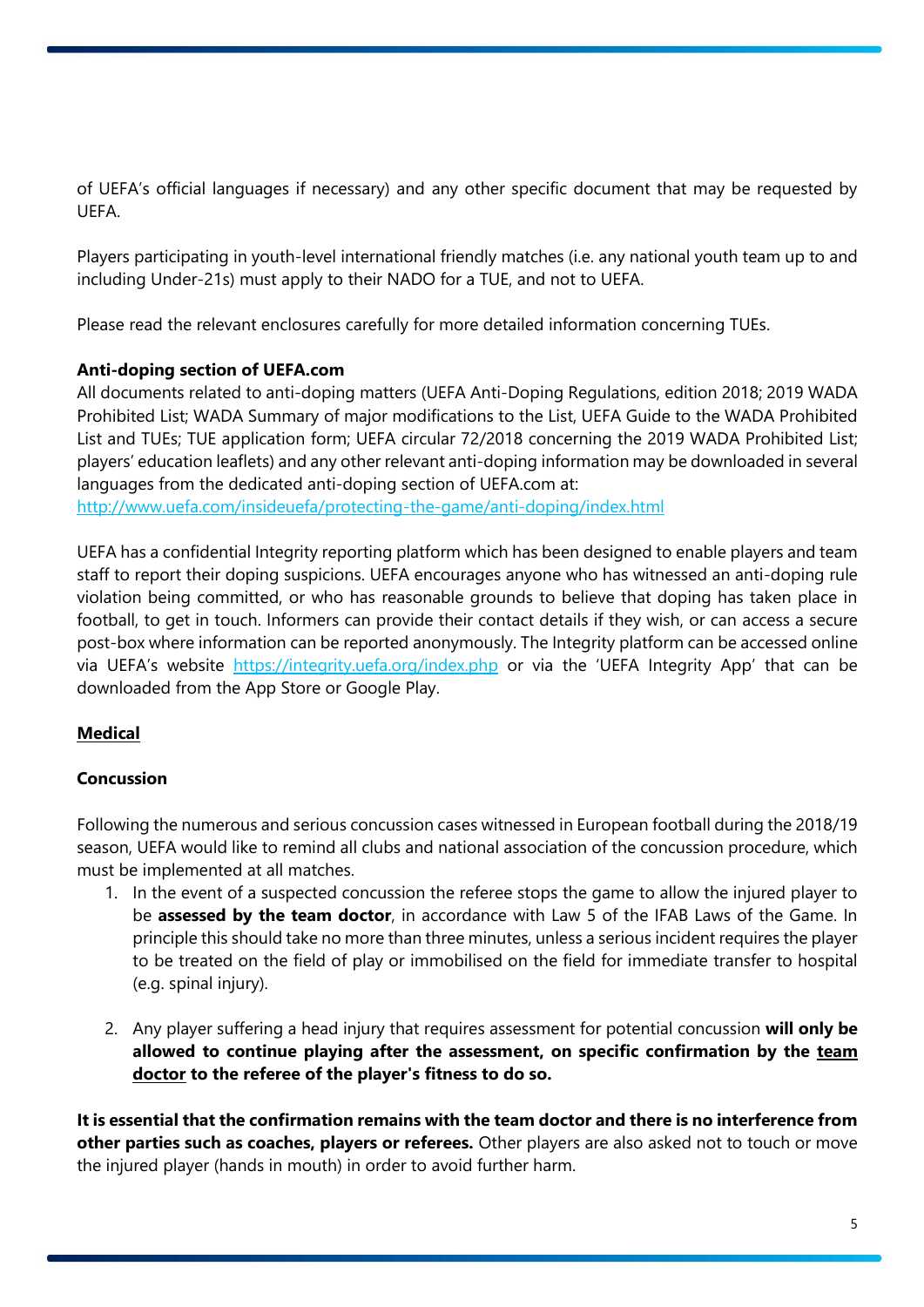of UEFA's official languages if necessary) and any other specific document that may be requested by UEFA.

Players participating in youth-level international friendly matches (i.e. any national youth team up to and including Under-21s) must apply to their NADO for a TUE, and not to UEFA.

Please read the relevant enclosures carefully for more detailed information concerning TUEs.

**Anti-doping section of UEFA.com**

All documents related to anti-doping matters (UEFA Anti-Doping Regulations, edition 2018; 2019 WADA Prohibited List; WADA Summary of major modifications to the List, UEFA Guide to the WADA Prohibited List and TUEs; TUE application form; UEFA circular 72/2018 concerning the 2019 WADA Prohibited List; players' education leaflets) and any other relevant anti-doping information may be downloaded in several languages from the dedicated anti-doping section of UEFA.com at:
http://www.uefa.com/insideuefa/protecting-the-game/anti-doping/index.html

UEFA has a confidential Integrity reporting platform which has been designed to enable players and team staff to report their doping suspicions. UEFA encourages anyone who has witnessed an anti-doping rule violation being committed, or who has reasonable grounds to believe that doping has taken place in football, to get in touch. Informers can provide their contact details if they wish, or can access a secure post-box where information can be reported anonymously. The Integrity platform can be accessed online via UEFA's website https://integrity.uefa.org/index.php or via the 'UEFA Integrity App' that can be downloaded from the App Store or Google Play.

## Medical

**Concussion**

Following the numerous and serious concussion cases witnessed in European football during the 2018/19 season, UEFA would like to remind all clubs and national association of the concussion procedure, which must be implemented at all matches.

1. In the event of a suspected concussion the referee stops the game to allow the injured player to be **assessed by the team doctor**, in accordance with Law 5 of the IFAB Laws of the Game. In principle this should take no more than three minutes, unless a serious incident requires the player to be treated on the field of play or immobilised on the field for immediate transfer to hospital (e.g. spinal injury).

2. Any player suffering a head injury that requires assessment for potential concussion **will only be allowed to continue playing after the assessment, on specific confirmation by the team doctor to the referee of the player's fitness to do so.**

**It is essential that the confirmation remains with the team doctor and there is no interference from other parties such as coaches, players or referees.** Other players are also asked not to touch or move the injured player (hands in mouth) in order to avoid further harm.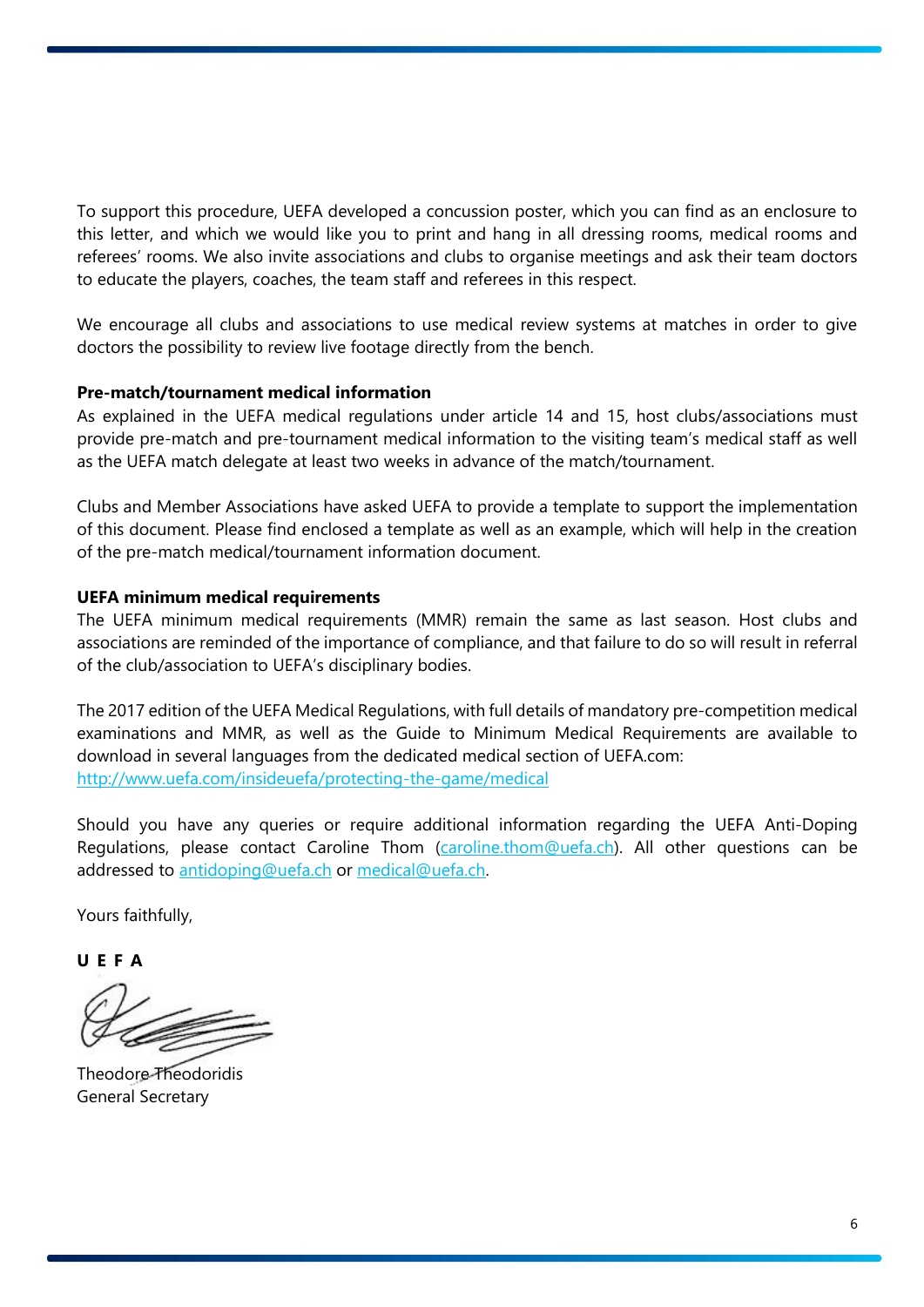To support this procedure, UEFA developed a concussion poster, which you can find as an enclosure to this letter, and which we would like you to print and hang in all dressing rooms, medical rooms and referees' rooms. We also invite associations and clubs to organise meetings and ask their team doctors to educate the players, coaches, the team staff and referees in this respect.

We encourage all clubs and associations to use medical review systems at matches in order to give doctors the possibility to review live footage directly from the bench.

**Pre-match/tournament medical information**

As explained in the UEFA medical regulations under article 14 and 15, host clubs/associations must provide pre-match and pre-tournament medical information to the visiting team's medical staff as well as the UEFA match delegate at least two weeks in advance of the match/tournament.

Clubs and Member Associations have asked UEFA to provide a template to support the implementation of this document. Please find enclosed a template as well as an example, which will help in the creation of the pre-match medical/tournament information document.

**UEFA minimum medical requirements**

The UEFA minimum medical requirements (MMR) remain the same as last season. Host clubs and associations are reminded of the importance of compliance, and that failure to do so will result in referral of the club/association to UEFA's disciplinary bodies.

The 2017 edition of the UEFA Medical Regulations, with full details of mandatory pre-competition medical examinations and MMR, as well as the Guide to Minimum Medical Requirements are available to download in several languages from the dedicated medical section of UEFA.com:
[http://www.uefa.com/insideuefa/protecting-the-game/medical](http://www.uefa.com/insideuefa/protecting-the-game/medical)

Should you have any queries or require additional information regarding the UEFA Anti-Doping Regulations, please contact Caroline Thom ([caroline.thom@uefa.ch](mailto:caroline.thom@uefa.ch)). All other questions can be addressed to [antidoping@uefa.ch](mailto:antidoping@uefa.ch) or [medical@uefa.ch](mailto:medical@uefa.ch).

Yours faithfully,

**U E F A**

Theodore Theodoridis
General Secretary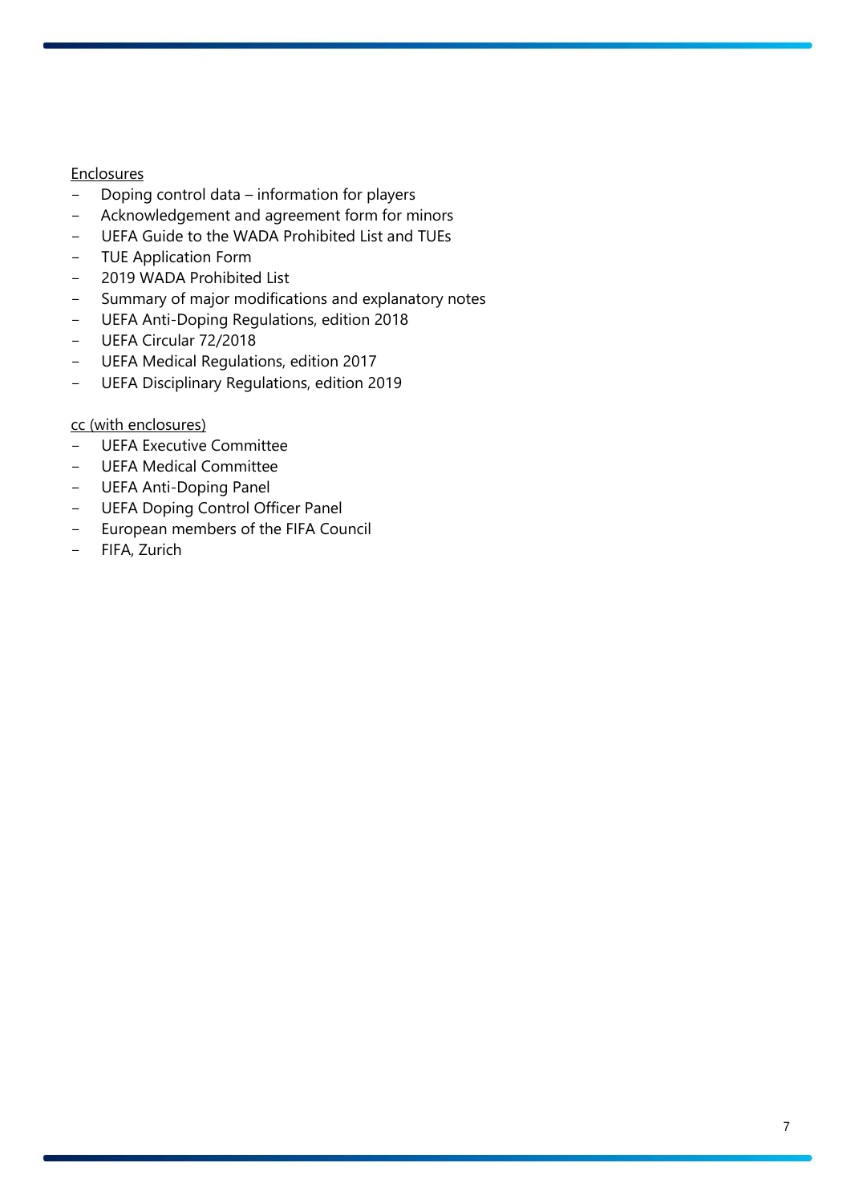<u>Enclosures</u>

- Doping control data – information for players
- Acknowledgement and agreement form for minors
- UEFA Guide to the WADA Prohibited List and TUEs
- TUE Application Form
- 2019 WADA Prohibited List
- Summary of major modifications and explanatory notes
- UEFA Anti-Doping Regulations, edition 2018
- UEFA Circular 72/2018
- UEFA Medical Regulations, edition 2017
- UEFA Disciplinary Regulations, edition 2019

<u>cc (with enclosures)</u>

- UEFA Executive Committee
- UEFA Medical Committee
- UEFA Anti-Doping Panel
- UEFA Doping Control Officer Panel
- European members of the FIFA Council
- FIFA, Zurich